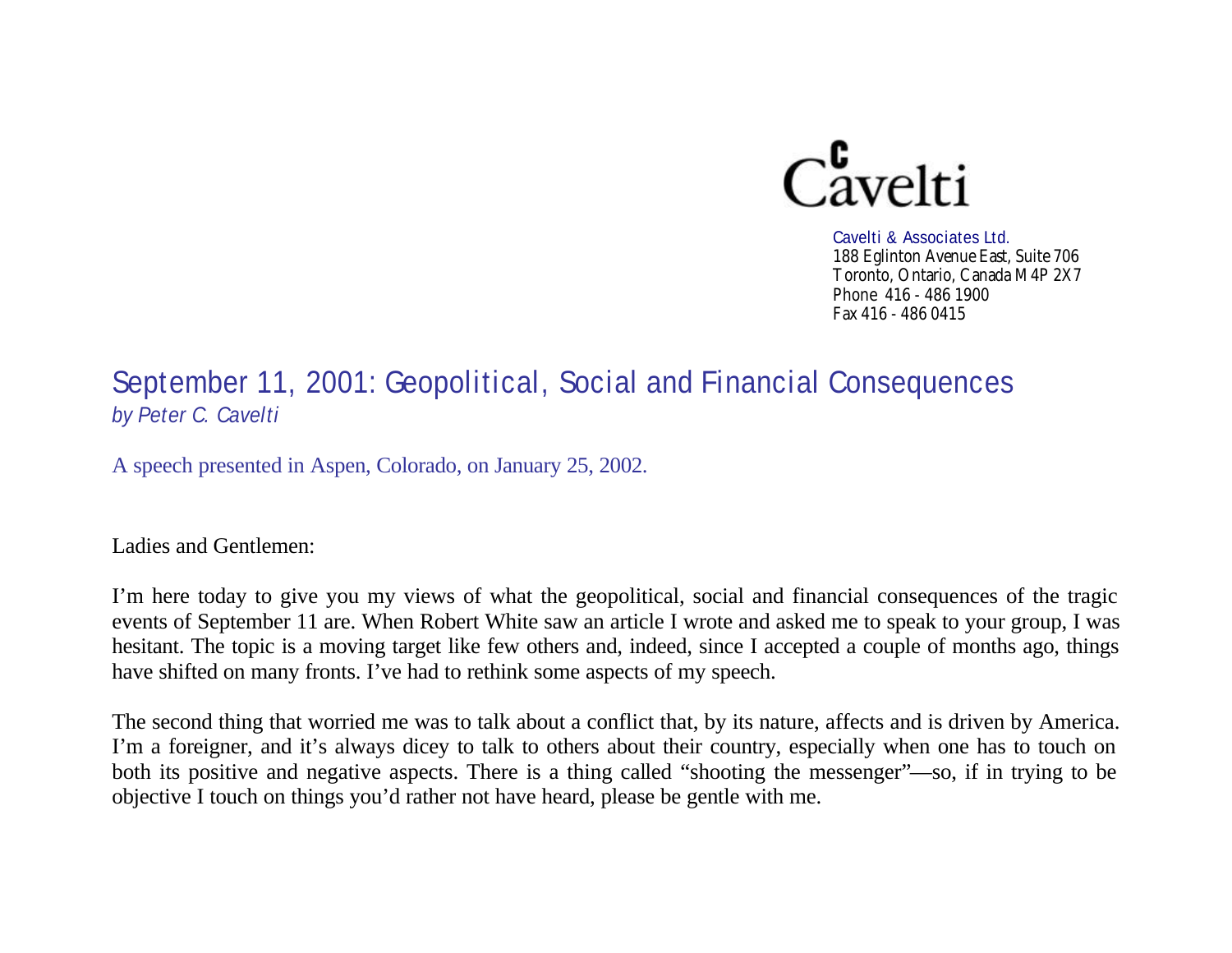Cavelti

Cavelti & Associates Ltd.
188 Eglinton Avenue East, Suite 706
Toronto, Ontario, Canada M4P 2X7
Phone 416 - 486 1900
Fax 416 - 486 0415

# September 11, 2001: Geopolitical, Social and Financial Consequences

*by Peter C. Cavelti*

A speech presented in Aspen, Colorado, on January 25, 2002.

Ladies and Gentlemen:

I'm here today to give you my views of what the geopolitical, social and financial consequences of the tragic events of September 11 are. When Robert White saw an article I wrote and asked me to speak to your group, I was hesitant. The topic is a moving target like few others and, indeed, since I accepted a couple of months ago, things have shifted on many fronts. I've had to rethink some aspects of my speech.

The second thing that worried me was to talk about a conflict that, by its nature, affects and is driven by America. I'm a foreigner, and it's always dicey to talk to others about their country, especially when one has to touch on both its positive and negative aspects. There is a thing called "shooting the messenger"—so, if in trying to be objective I touch on things you'd rather not have heard, please be gentle with me.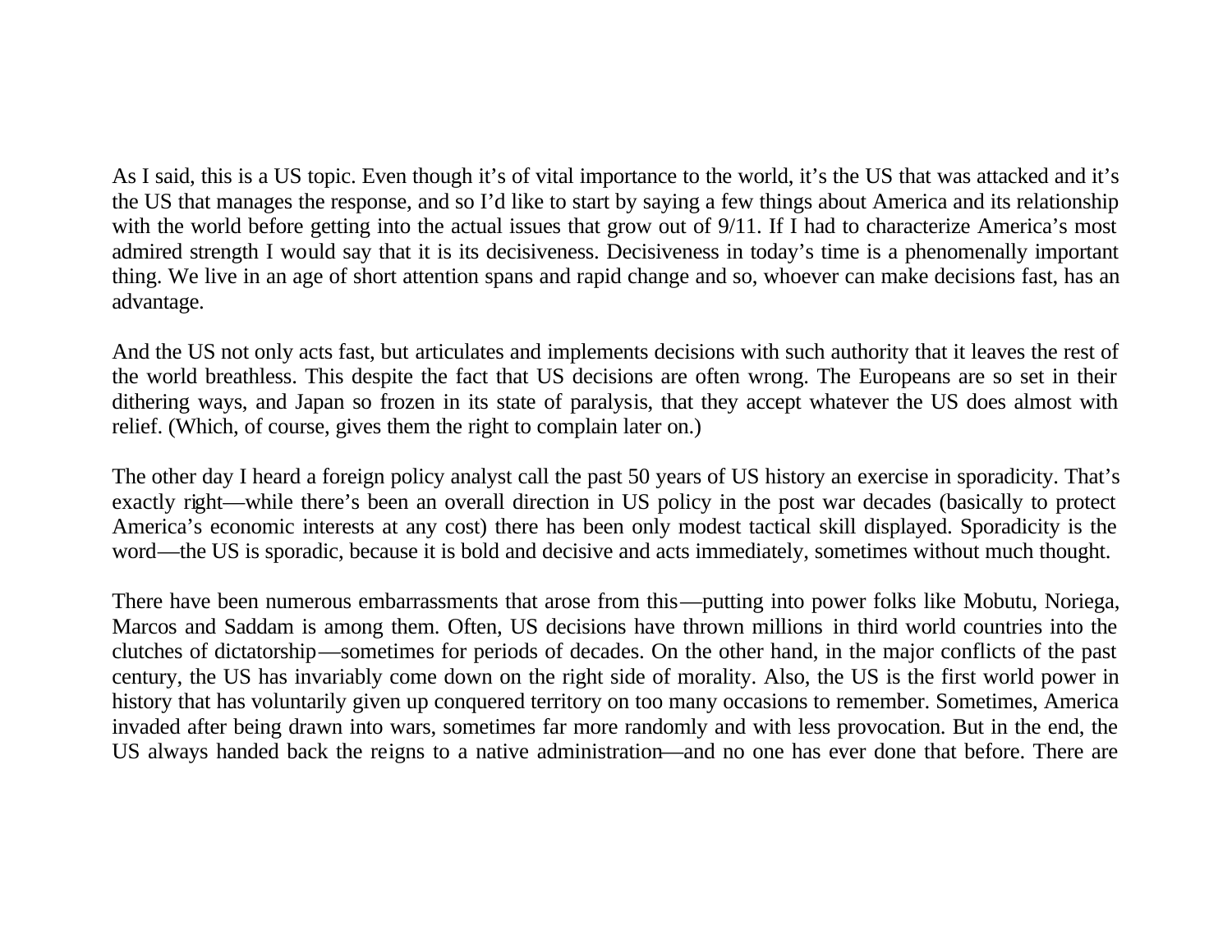As I said, this is a US topic. Even though it's of vital importance to the world, it's the US that was attacked and it's the US that manages the response, and so I'd like to start by saying a few things about America and its relationship with the world before getting into the actual issues that grow out of 9/11. If I had to characterize America's most admired strength I would say that it is its decisiveness. Decisiveness in today's time is a phenomenally important thing. We live in an age of short attention spans and rapid change and so, whoever can make decisions fast, has an advantage.

And the US not only acts fast, but articulates and implements decisions with such authority that it leaves the rest of the world breathless. This despite the fact that US decisions are often wrong. The Europeans are so set in their dithering ways, and Japan so frozen in its state of paralysis, that they accept whatever the US does almost with relief. (Which, of course, gives them the right to complain later on.)

The other day I heard a foreign policy analyst call the past 50 years of US history an exercise in sporadicity. That's exactly right—while there's been an overall direction in US policy in the post war decades (basically to protect America's economic interests at any cost) there has been only modest tactical skill displayed. Sporadicity is the word—the US is sporadic, because it is bold and decisive and acts immediately, sometimes without much thought.

There have been numerous embarrassments that arose from this—putting into power folks like Mobutu, Noriega, Marcos and Saddam is among them. Often, US decisions have thrown millions in third world countries into the clutches of dictatorship—sometimes for periods of decades. On the other hand, in the major conflicts of the past century, the US has invariably come down on the right side of morality. Also, the US is the first world power in history that has voluntarily given up conquered territory on too many occasions to remember. Sometimes, America invaded after being drawn into wars, sometimes far more randomly and with less provocation. But in the end, the US always handed back the reigns to a native administration—and no one has ever done that before. There are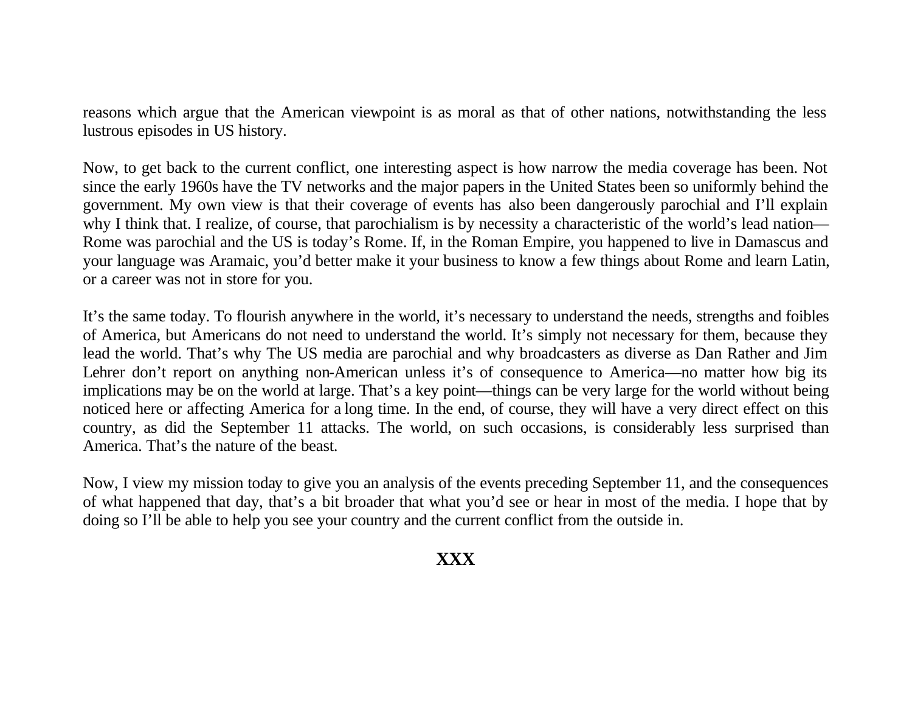reasons which argue that the American viewpoint is as moral as that of other nations, notwithstanding the less lustrous episodes in US history.

Now, to get back to the current conflict, one interesting aspect is how narrow the media coverage has been. Not since the early 1960s have the TV networks and the major papers in the United States been so uniformly behind the government. My own view is that their coverage of events has also been dangerously parochial and I'll explain why I think that. I realize, of course, that parochialism is by necessity a characteristic of the world's lead nation—Rome was parochial and the US is today's Rome. If, in the Roman Empire, you happened to live in Damascus and your language was Aramaic, you'd better make it your business to know a few things about Rome and learn Latin, or a career was not in store for you.

It's the same today. To flourish anywhere in the world, it's necessary to understand the needs, strengths and foibles of America, but Americans do not need to understand the world. It's simply not necessary for them, because they lead the world. That's why The US media are parochial and why broadcasters as diverse as Dan Rather and Jim Lehrer don't report on anything non-American unless it's of consequence to America—no matter how big its implications may be on the world at large. That's a key point—things can be very large for the world without being noticed here or affecting America for a long time. In the end, of course, they will have a very direct effect on this country, as did the September 11 attacks. The world, on such occasions, is considerably less surprised than America. That's the nature of the beast.

Now, I view my mission today to give you an analysis of the events preceding September 11, and the consequences of what happened that day, that's a bit broader that what you'd see or hear in most of the media. I hope that by doing so I'll be able to help you see your country and the current conflict from the outside in.

**XXX**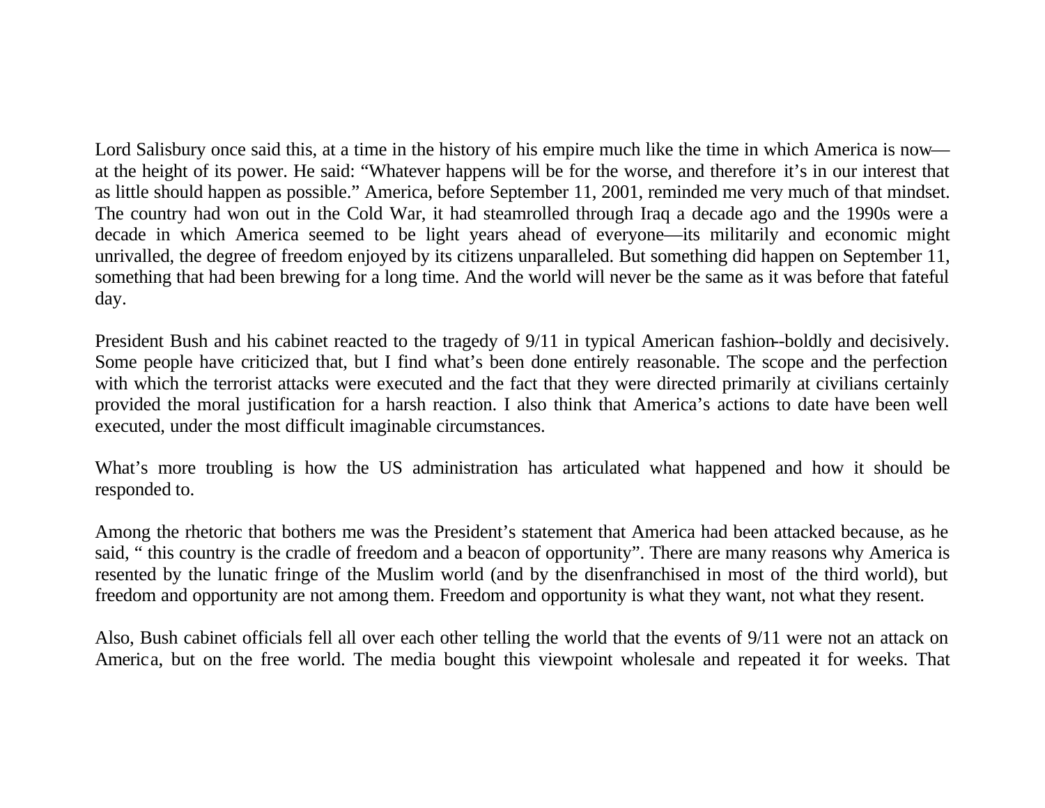Lord Salisbury once said this, at a time in the history of his empire much like the time in which America is now—at the height of its power. He said: “Whatever happens will be for the worse, and therefore it’s in our interest that as little should happen as possible.” America, before September 11, 2001, reminded me very much of that mindset. The country had won out in the Cold War, it had steamrolled through Iraq a decade ago and the 1990s were a decade in which America seemed to be light years ahead of everyone—its militarily and economic might unrivalled, the degree of freedom enjoyed by its citizens unparalleled. But something did happen on September 11, something that had been brewing for a long time. And the world will never be the same as it was before that fateful day.

President Bush and his cabinet reacted to the tragedy of 9/11 in typical American fashion--boldly and decisively. Some people have criticized that, but I find what’s been done entirely reasonable. The scope and the perfection with which the terrorist attacks were executed and the fact that they were directed primarily at civilians certainly provided the moral justification for a harsh reaction. I also think that America’s actions to date have been well executed, under the most difficult imaginable circumstances.

What’s more troubling is how the US administration has articulated what happened and how it should be responded to.

Among the rhetoric that bothers me was the President’s statement that America had been attacked because, as he said, “ this country is the cradle of freedom and a beacon of opportunity”. There are many reasons why America is resented by the lunatic fringe of the Muslim world (and by the disenfranchised in most of the third world), but freedom and opportunity are not among them. Freedom and opportunity is what they want, not what they resent.

Also, Bush cabinet officials fell all over each other telling the world that the events of 9/11 were not an attack on America, but on the free world. The media bought this viewpoint wholesale and repeated it for weeks. That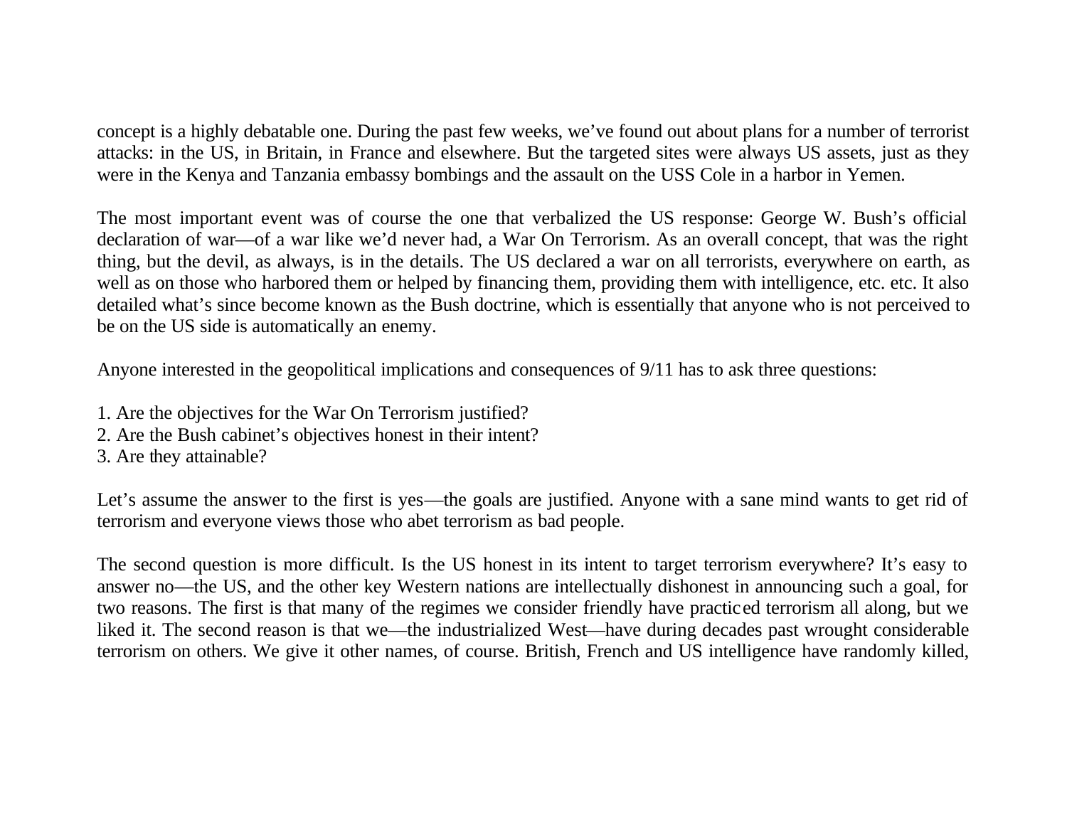concept is a highly debatable one. During the past few weeks, we've found out about plans for a number of terrorist attacks: in the US, in Britain, in France and elsewhere. But the targeted sites were always US assets, just as they were in the Kenya and Tanzania embassy bombings and the assault on the USS Cole in a harbor in Yemen.

The most important event was of course the one that verbalized the US response: George W. Bush's official declaration of war—of a war like we'd never had, a War On Terrorism. As an overall concept, that was the right thing, but the devil, as always, is in the details. The US declared a war on all terrorists, everywhere on earth, as well as on those who harbored them or helped by financing them, providing them with intelligence, etc. etc. It also detailed what's since become known as the Bush doctrine, which is essentially that anyone who is not perceived to be on the US side is automatically an enemy.

Anyone interested in the geopolitical implications and consequences of 9/11 has to ask three questions:

1. Are the objectives for the War On Terrorism justified?
2. Are the Bush cabinet's objectives honest in their intent?
3. Are they attainable?

Let's assume the answer to the first is yes—the goals are justified. Anyone with a sane mind wants to get rid of terrorism and everyone views those who abet terrorism as bad people.

The second question is more difficult. Is the US honest in its intent to target terrorism everywhere? It's easy to answer no—the US, and the other key Western nations are intellectually dishonest in announcing such a goal, for two reasons. The first is that many of the regimes we consider friendly have practiced terrorism all along, but we liked it. The second reason is that we—the industrialized West—have during decades past wrought considerable terrorism on others. We give it other names, of course. British, French and US intelligence have randomly killed,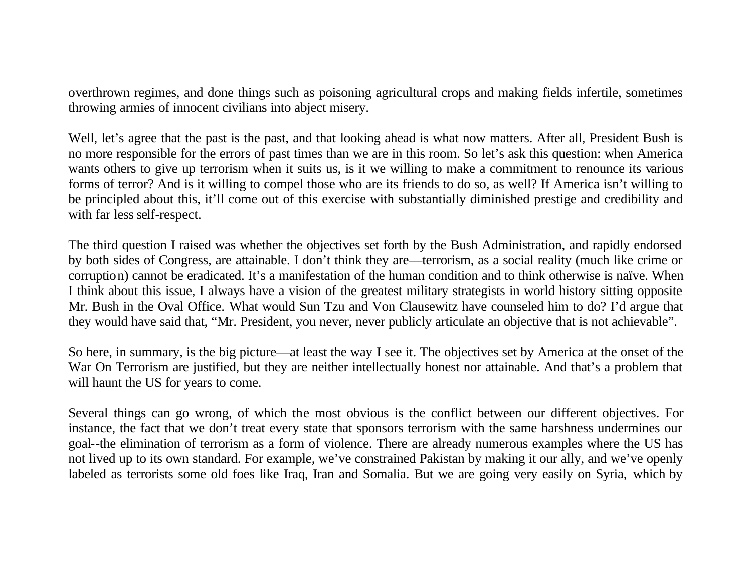overthrown regimes, and done things such as poisoning agricultural crops and making fields infertile, sometimes throwing armies of innocent civilians into abject misery.

Well, let's agree that the past is the past, and that looking ahead is what now matters. After all, President Bush is no more responsible for the errors of past times than we are in this room. So let's ask this question: when America wants others to give up terrorism when it suits us, is it we willing to make a commitment to renounce its various forms of terror? And is it willing to compel those who are its friends to do so, as well? If America isn't willing to be principled about this, it'll come out of this exercise with substantially diminished prestige and credibility and with far less self-respect.

The third question I raised was whether the objectives set forth by the Bush Administration, and rapidly endorsed by both sides of Congress, are attainable. I don't think they are—terrorism, as a social reality (much like crime or corruption) cannot be eradicated. It's a manifestation of the human condition and to think otherwise is naïve. When I think about this issue, I always have a vision of the greatest military strategists in world history sitting opposite Mr. Bush in the Oval Office. What would Sun Tzu and Von Clausewitz have counseled him to do? I'd argue that they would have said that, "Mr. President, you never, never publicly articulate an objective that is not achievable".

So here, in summary, is the big picture—at least the way I see it. The objectives set by America at the onset of the War On Terrorism are justified, but they are neither intellectually honest nor attainable. And that's a problem that will haunt the US for years to come.

Several things can go wrong, of which the most obvious is the conflict between our different objectives. For instance, the fact that we don't treat every state that sponsors terrorism with the same harshness undermines our goal--the elimination of terrorism as a form of violence. There are already numerous examples where the US has not lived up to its own standard. For example, we've constrained Pakistan by making it our ally, and we've openly labeled as terrorists some old foes like Iraq, Iran and Somalia. But we are going very easily on Syria, which by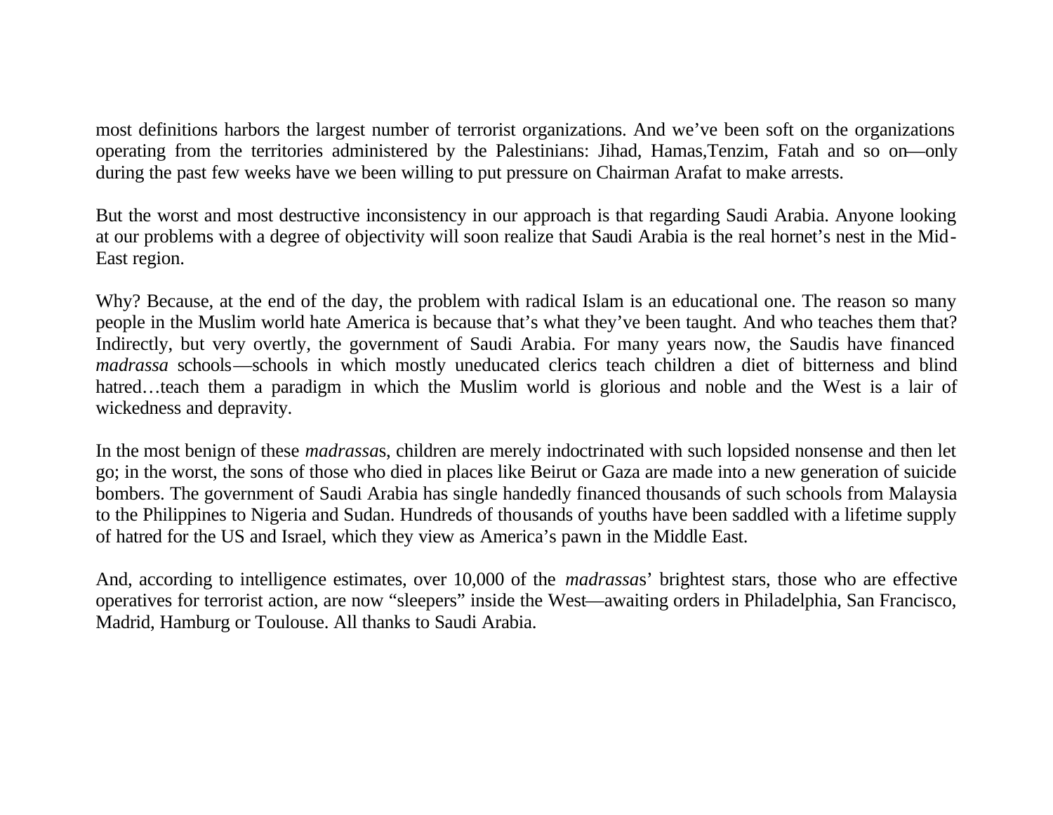most definitions harbors the largest number of terrorist organizations. And we've been soft on the organizations operating from the territories administered by the Palestinians: Jihad, Hamas,Tenzim, Fatah and so on—only during the past few weeks have we been willing to put pressure on Chairman Arafat to make arrests.

But the worst and most destructive inconsistency in our approach is that regarding Saudi Arabia. Anyone looking at our problems with a degree of objectivity will soon realize that Saudi Arabia is the real hornet's nest in the Mid-East region.

Why? Because, at the end of the day, the problem with radical Islam is an educational one. The reason so many people in the Muslim world hate America is because that's what they've been taught. And who teaches them that? Indirectly, but very overtly, the government of Saudi Arabia. For many years now, the Saudis have financed *madrassa* schools—schools in which mostly uneducated clerics teach children a diet of bitterness and blind hatred…teach them a paradigm in which the Muslim world is glorious and noble and the West is a lair of wickedness and depravity.

In the most benign of these *madrassa*s, children are merely indoctrinated with such lopsided nonsense and then let go; in the worst, the sons of those who died in places like Beirut or Gaza are made into a new generation of suicide bombers. The government of Saudi Arabia has single handedly financed thousands of such schools from Malaysia to the Philippines to Nigeria and Sudan. Hundreds of thousands of youths have been saddled with a lifetime supply of hatred for the US and Israel, which they view as America's pawn in the Middle East.

And, according to intelligence estimates, over 10,000 of the *madrassa*s' brightest stars, those who are effective operatives for terrorist action, are now "sleepers" inside the West—awaiting orders in Philadelphia, San Francisco, Madrid, Hamburg or Toulouse. All thanks to Saudi Arabia.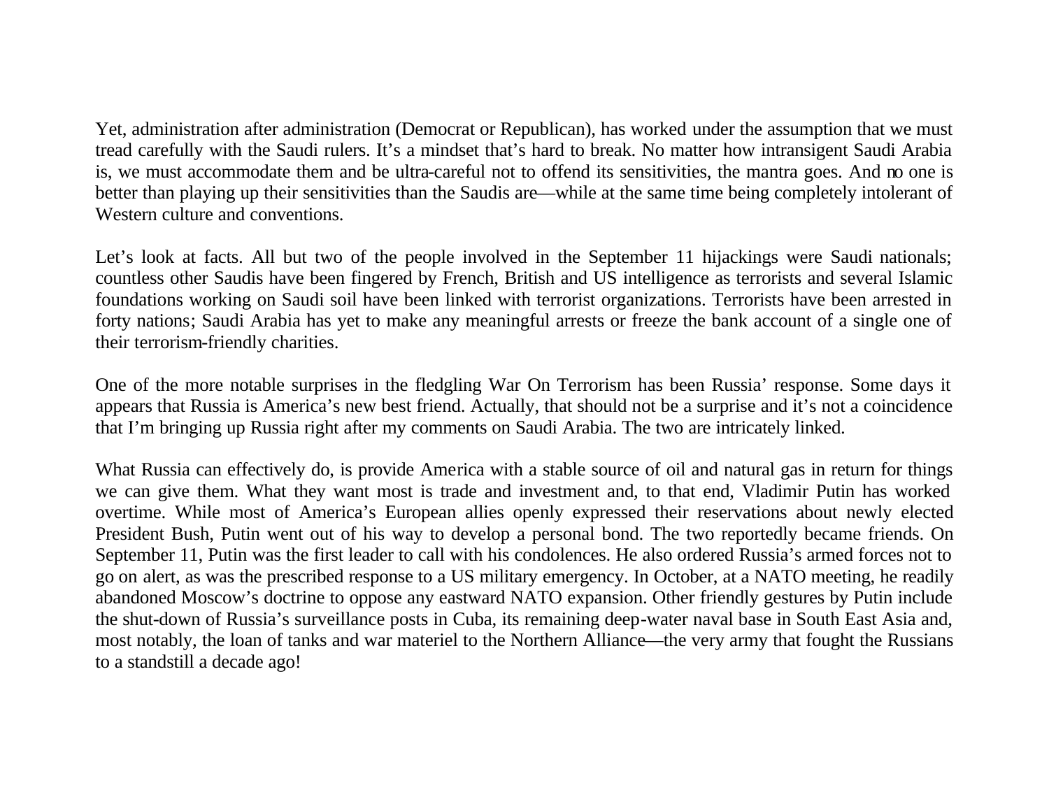Yet, administration after administration (Democrat or Republican), has worked under the assumption that we must tread carefully with the Saudi rulers. It's a mindset that's hard to break. No matter how intransigent Saudi Arabia is, we must accommodate them and be ultra-careful not to offend its sensitivities, the mantra goes. And no one is better than playing up their sensitivities than the Saudis are—while at the same time being completely intolerant of Western culture and conventions.

Let's look at facts. All but two of the people involved in the September 11 hijackings were Saudi nationals; countless other Saudis have been fingered by French, British and US intelligence as terrorists and several Islamic foundations working on Saudi soil have been linked with terrorist organizations. Terrorists have been arrested in forty nations; Saudi Arabia has yet to make any meaningful arrests or freeze the bank account of a single one of their terrorism-friendly charities.

One of the more notable surprises in the fledgling War On Terrorism has been Russia' response. Some days it appears that Russia is America's new best friend. Actually, that should not be a surprise and it's not a coincidence that I'm bringing up Russia right after my comments on Saudi Arabia. The two are intricately linked.

What Russia can effectively do, is provide America with a stable source of oil and natural gas in return for things we can give them. What they want most is trade and investment and, to that end, Vladimir Putin has worked overtime. While most of America's European allies openly expressed their reservations about newly elected President Bush, Putin went out of his way to develop a personal bond. The two reportedly became friends. On September 11, Putin was the first leader to call with his condolences. He also ordered Russia's armed forces not to go on alert, as was the prescribed response to a US military emergency. In October, at a NATO meeting, he readily abandoned Moscow's doctrine to oppose any eastward NATO expansion. Other friendly gestures by Putin include the shut-down of Russia's surveillance posts in Cuba, its remaining deep-water naval base in South East Asia and, most notably, the loan of tanks and war materiel to the Northern Alliance—the very army that fought the Russians to a standstill a decade ago!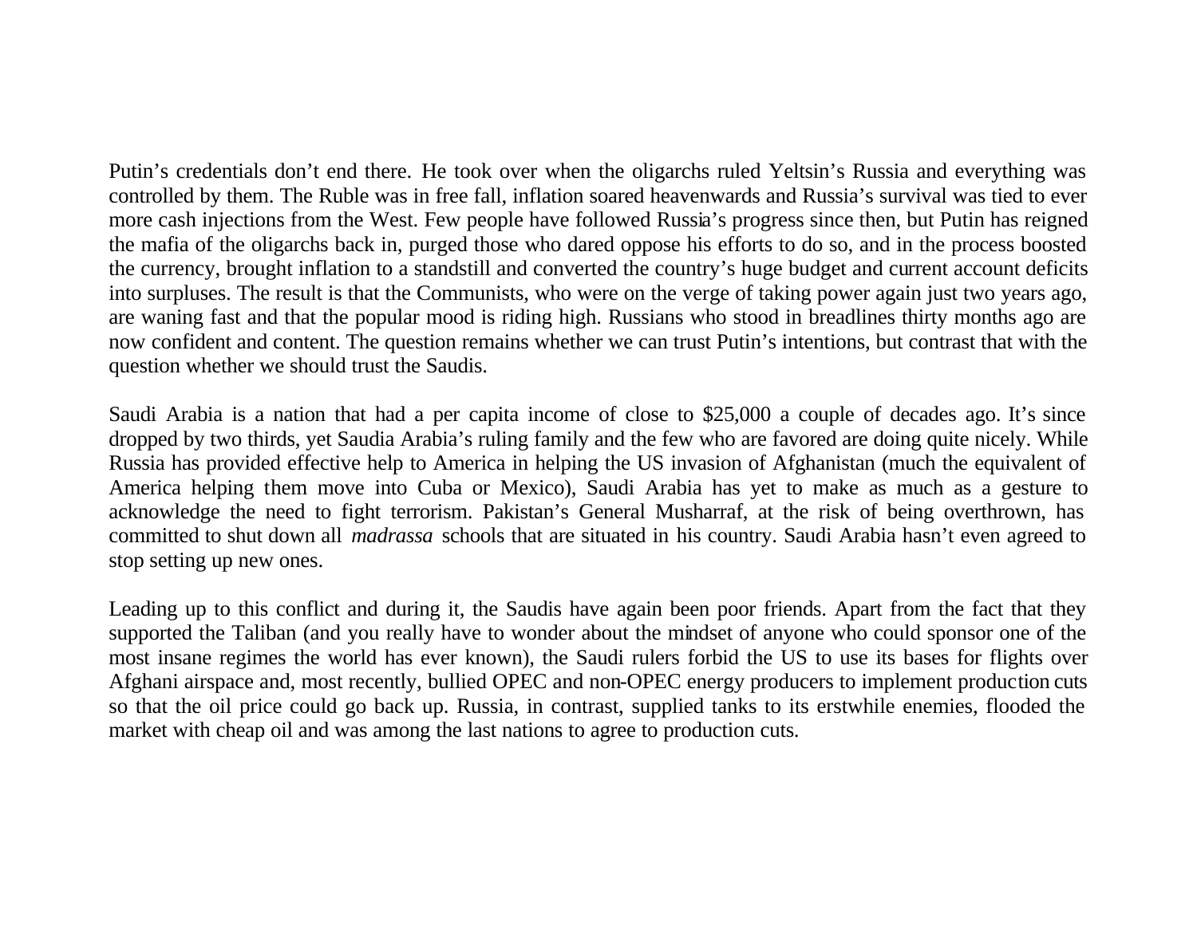Putin's credentials don't end there. He took over when the oligarchs ruled Yeltsin's Russia and everything was controlled by them. The Ruble was in free fall, inflation soared heavenwards and Russia's survival was tied to ever more cash injections from the West. Few people have followed Russia's progress since then, but Putin has reigned the mafia of the oligarchs back in, purged those who dared oppose his efforts to do so, and in the process boosted the currency, brought inflation to a standstill and converted the country's huge budget and current account deficits into surpluses. The result is that the Communists, who were on the verge of taking power again just two years ago, are waning fast and that the popular mood is riding high. Russians who stood in breadlines thirty months ago are now confident and content. The question remains whether we can trust Putin's intentions, but contrast that with the question whether we should trust the Saudis.

Saudi Arabia is a nation that had a per capita income of close to $25,000 a couple of decades ago. It's since dropped by two thirds, yet Saudia Arabia's ruling family and the few who are favored are doing quite nicely. While Russia has provided effective help to America in helping the US invasion of Afghanistan (much the equivalent of America helping them move into Cuba or Mexico), Saudi Arabia has yet to make as much as a gesture to acknowledge the need to fight terrorism. Pakistan's General Musharraf, at the risk of being overthrown, has committed to shut down all *madrassa* schools that are situated in his country. Saudi Arabia hasn't even agreed to stop setting up new ones.

Leading up to this conflict and during it, the Saudis have again been poor friends. Apart from the fact that they supported the Taliban (and you really have to wonder about the mindset of anyone who could sponsor one of the most insane regimes the world has ever known), the Saudi rulers forbid the US to use its bases for flights over Afghani airspace and, most recently, bullied OPEC and non-OPEC energy producers to implement production cuts so that the oil price could go back up. Russia, in contrast, supplied tanks to its erstwhile enemies, flooded the market with cheap oil and was among the last nations to agree to production cuts.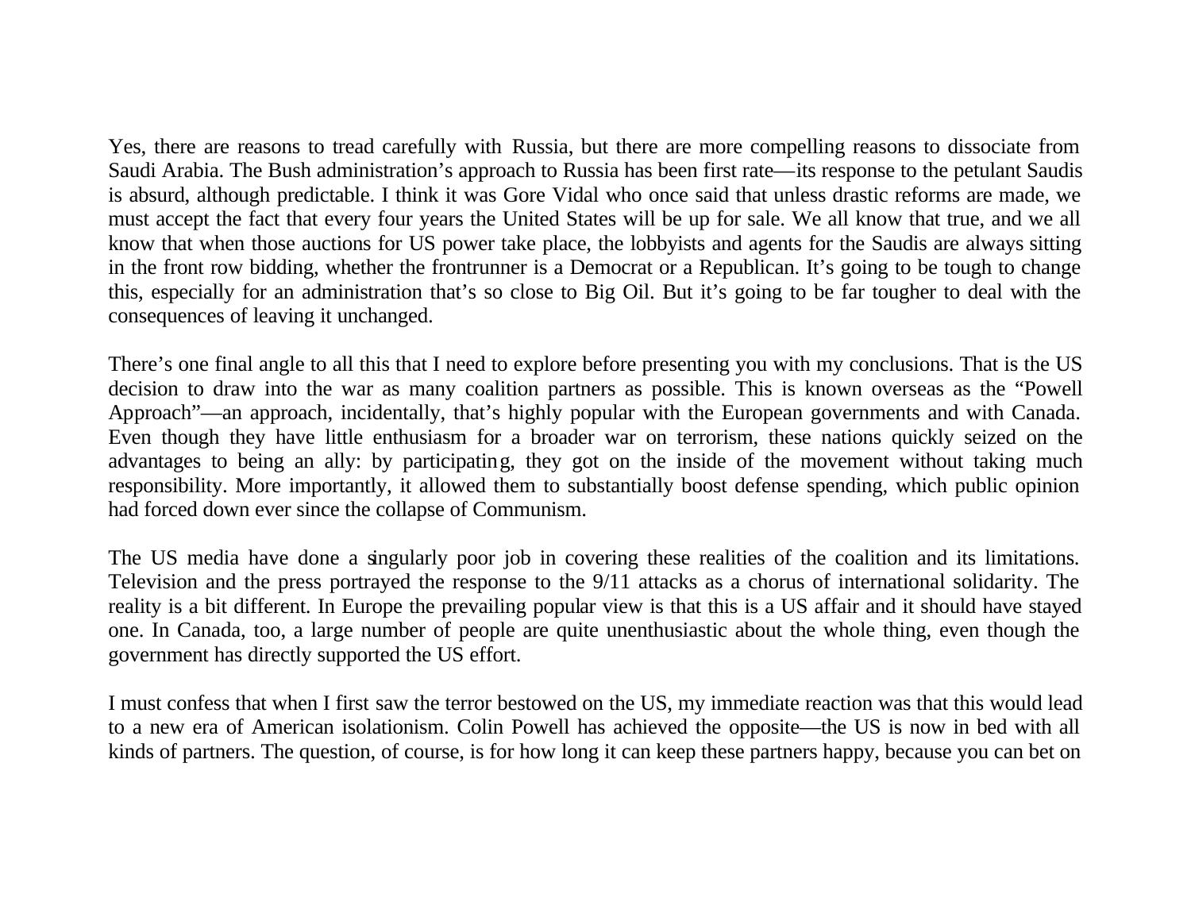Yes, there are reasons to tread carefully with Russia, but there are more compelling reasons to dissociate from Saudi Arabia. The Bush administration's approach to Russia has been first rate—its response to the petulant Saudis is absurd, although predictable. I think it was Gore Vidal who once said that unless drastic reforms are made, we must accept the fact that every four years the United States will be up for sale. We all know that true, and we all know that when those auctions for US power take place, the lobbyists and agents for the Saudis are always sitting in the front row bidding, whether the frontrunner is a Democrat or a Republican. It's going to be tough to change this, especially for an administration that's so close to Big Oil. But it's going to be far tougher to deal with the consequences of leaving it unchanged.

There's one final angle to all this that I need to explore before presenting you with my conclusions. That is the US decision to draw into the war as many coalition partners as possible. This is known overseas as the "Powell Approach"—an approach, incidentally, that's highly popular with the European governments and with Canada. Even though they have little enthusiasm for a broader war on terrorism, these nations quickly seized on the advantages to being an ally: by participating, they got on the inside of the movement without taking much responsibility. More importantly, it allowed them to substantially boost defense spending, which public opinion had forced down ever since the collapse of Communism.

The US media have done a singularly poor job in covering these realities of the coalition and its limitations. Television and the press portrayed the response to the 9/11 attacks as a chorus of international solidarity. The reality is a bit different. In Europe the prevailing popular view is that this is a US affair and it should have stayed one. In Canada, too, a large number of people are quite unenthusiastic about the whole thing, even though the government has directly supported the US effort.

I must confess that when I first saw the terror bestowed on the US, my immediate reaction was that this would lead to a new era of American isolationism. Colin Powell has achieved the opposite—the US is now in bed with all kinds of partners. The question, of course, is for how long it can keep these partners happy, because you can bet on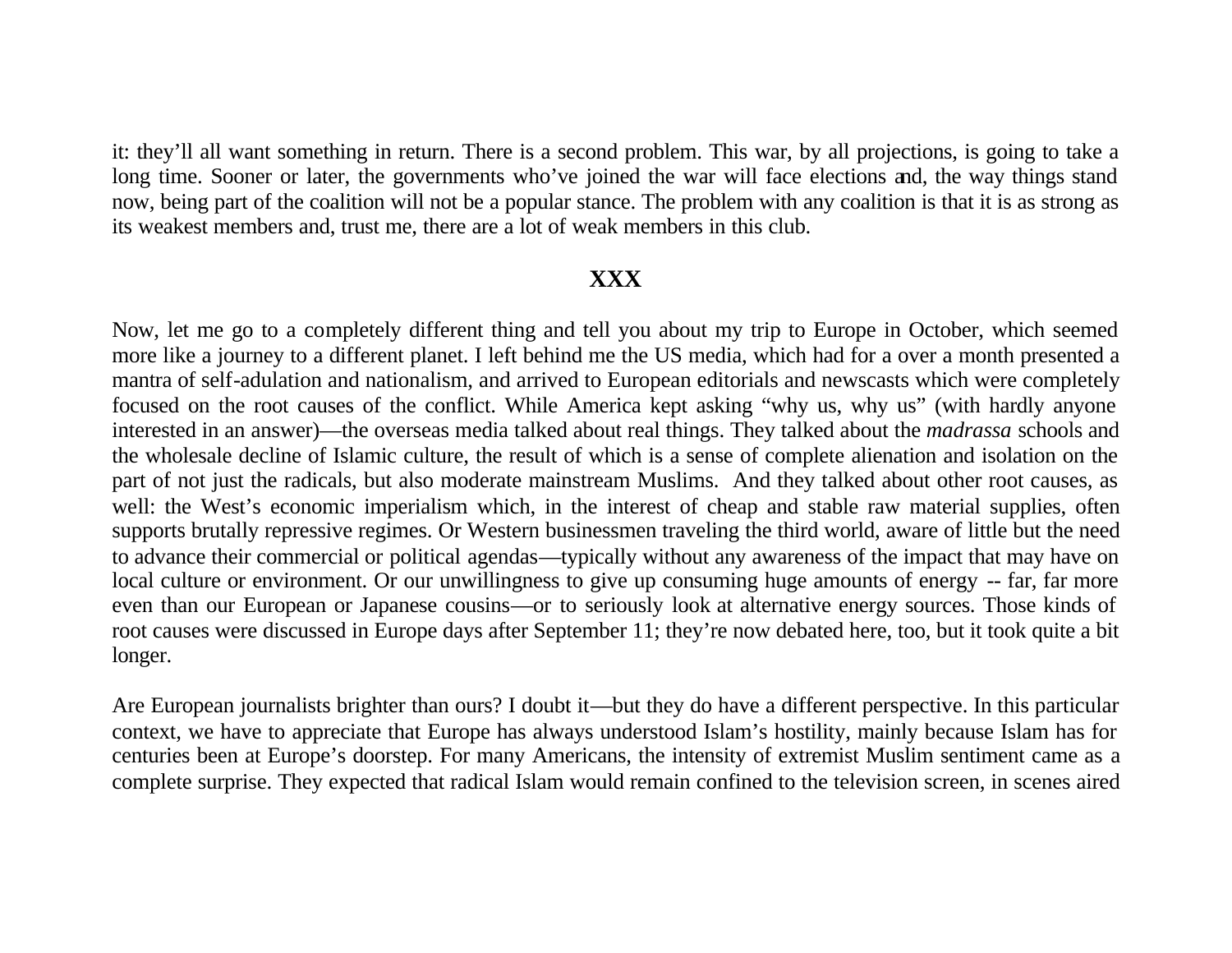it: they'll all want something in return. There is a second problem. This war, by all projections, is going to take a long time. Sooner or later, the governments who've joined the war will face elections and, the way things stand now, being part of the coalition will not be a popular stance. The problem with any coalition is that it is as strong as its weakest members and, trust me, there are a lot of weak members in this club.

**XXX**

Now, let me go to a completely different thing and tell you about my trip to Europe in October, which seemed more like a journey to a different planet. I left behind me the US media, which had for a over a month presented a mantra of self-adulation and nationalism, and arrived to European editorials and newscasts which were completely focused on the root causes of the conflict. While America kept asking "why us, why us" (with hardly anyone interested in an answer)—the overseas media talked about real things. They talked about the *madrassa* schools and the wholesale decline of Islamic culture, the result of which is a sense of complete alienation and isolation on the part of not just the radicals, but also moderate mainstream Muslims. And they talked about other root causes, as well: the West's economic imperialism which, in the interest of cheap and stable raw material supplies, often supports brutally repressive regimes. Or Western businessmen traveling the third world, aware of little but the need to advance their commercial or political agendas—typically without any awareness of the impact that may have on local culture or environment. Or our unwillingness to give up consuming huge amounts of energy -- far, far more even than our European or Japanese cousins—or to seriously look at alternative energy sources. Those kinds of root causes were discussed in Europe days after September 11; they're now debated here, too, but it took quite a bit longer.

Are European journalists brighter than ours? I doubt it—but they do have a different perspective. In this particular context, we have to appreciate that Europe has always understood Islam's hostility, mainly because Islam has for centuries been at Europe's doorstep. For many Americans, the intensity of extremist Muslim sentiment came as a complete surprise. They expected that radical Islam would remain confined to the television screen, in scenes aired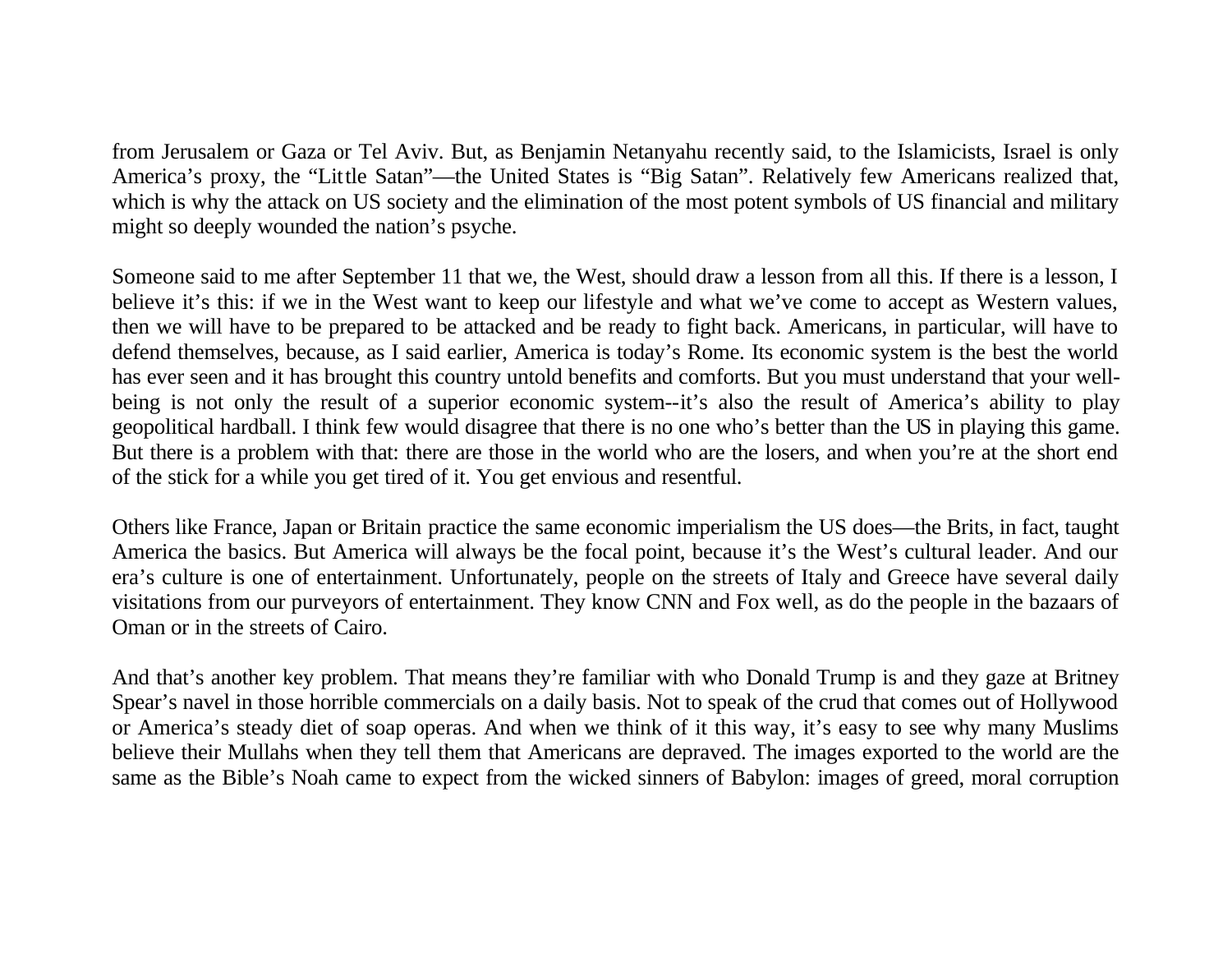from Jerusalem or Gaza or Tel Aviv. But, as Benjamin Netanyahu recently said, to the Islamicists, Israel is only America's proxy, the "Little Satan"—the United States is "Big Satan". Relatively few Americans realized that, which is why the attack on US society and the elimination of the most potent symbols of US financial and military might so deeply wounded the nation's psyche.

Someone said to me after September 11 that we, the West, should draw a lesson from all this. If there is a lesson, I believe it's this: if we in the West want to keep our lifestyle and what we've come to accept as Western values, then we will have to be prepared to be attacked and be ready to fight back. Americans, in particular, will have to defend themselves, because, as I said earlier, America is today's Rome. Its economic system is the best the world has ever seen and it has brought this country untold benefits and comforts. But you must understand that your well-being is not only the result of a superior economic system--it's also the result of America's ability to play geopolitical hardball. I think few would disagree that there is no one who's better than the US in playing this game. But there is a problem with that: there are those in the world who are the losers, and when you're at the short end of the stick for a while you get tired of it. You get envious and resentful.

Others like France, Japan or Britain practice the same economic imperialism the US does—the Brits, in fact, taught America the basics. But America will always be the focal point, because it's the West's cultural leader. And our era's culture is one of entertainment. Unfortunately, people on the streets of Italy and Greece have several daily visitations from our purveyors of entertainment. They know CNN and Fox well, as do the people in the bazaars of Oman or in the streets of Cairo.

And that's another key problem. That means they're familiar with who Donald Trump is and they gaze at Britney Spear's navel in those horrible commercials on a daily basis. Not to speak of the crud that comes out of Hollywood or America's steady diet of soap operas. And when we think of it this way, it's easy to see why many Muslims believe their Mullahs when they tell them that Americans are depraved. The images exported to the world are the same as the Bible's Noah came to expect from the wicked sinners of Babylon: images of greed, moral corruption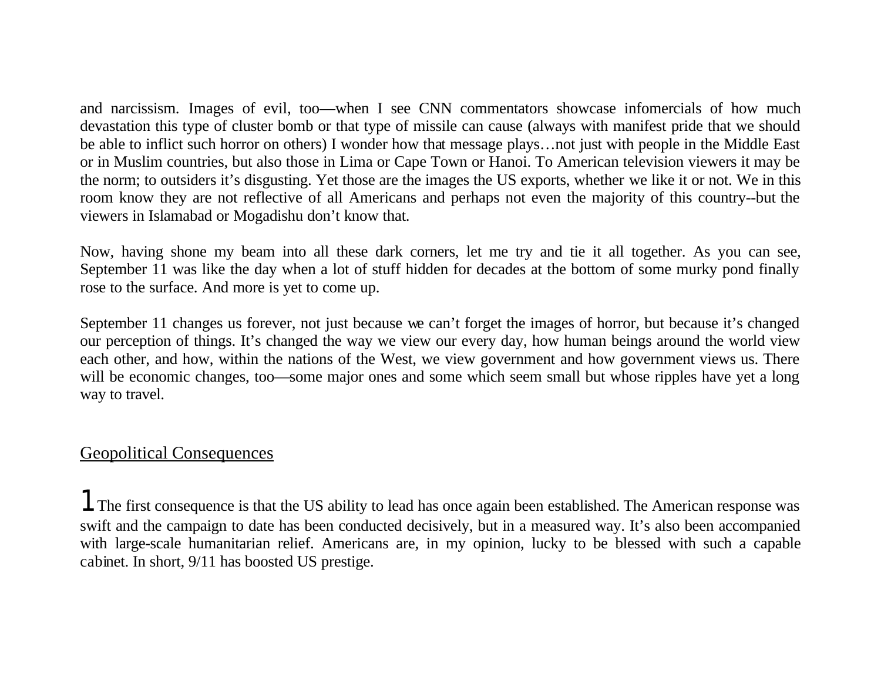and narcissism. Images of evil, too—when I see CNN commentators showcase infomercials of how much devastation this type of cluster bomb or that type of missile can cause (always with manifest pride that we should be able to inflict such horror on others) I wonder how that message plays…not just with people in the Middle East or in Muslim countries, but also those in Lima or Cape Town or Hanoi. To American television viewers it may be the norm; to outsiders it's disgusting. Yet those are the images the US exports, whether we like it or not. We in this room know they are not reflective of all Americans and perhaps not even the majority of this country--but the viewers in Islamabad or Mogadishu don't know that.

Now, having shone my beam into all these dark corners, let me try and tie it all together. As you can see, September 11 was like the day when a lot of stuff hidden for decades at the bottom of some murky pond finally rose to the surface. And more is yet to come up.

September 11 changes us forever, not just because we can't forget the images of horror, but because it's changed our perception of things. It's changed the way we view our every day, how human beings around the world view each other, and how, within the nations of the West, we view government and how government views us. There will be economic changes, too—some major ones and some which seem small but whose ripples have yet a long way to travel.

## Geopolitical Consequences

**1** The first consequence is that the US ability to lead has once again been established. The American response was swift and the campaign to date has been conducted decisively, but in a measured way. It's also been accompanied with large-scale humanitarian relief. Americans are, in my opinion, lucky to be blessed with such a capable cabinet. In short, 9/11 has boosted US prestige.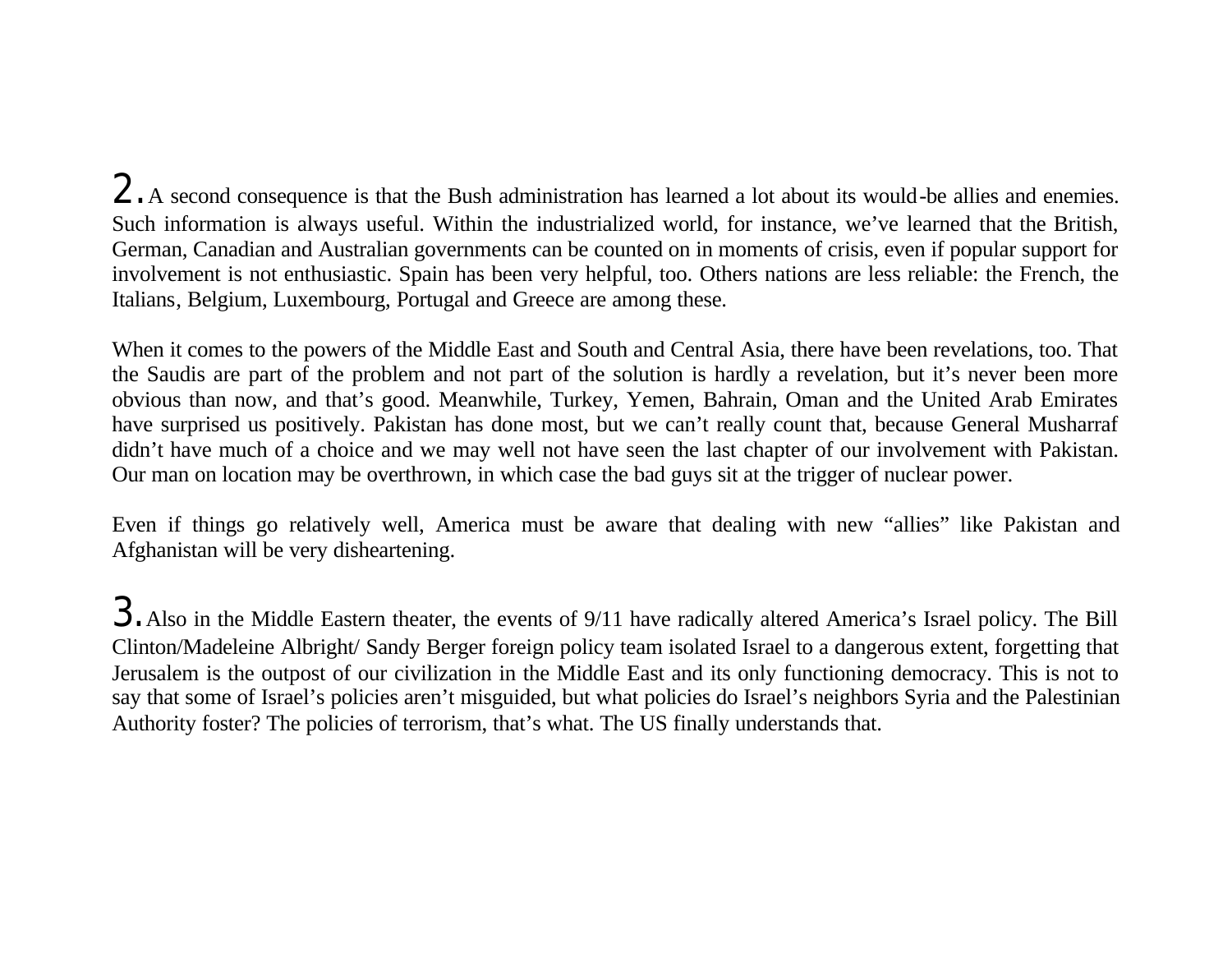2. A second consequence is that the Bush administration has learned a lot about its would-be allies and enemies. Such information is always useful. Within the industrialized world, for instance, we've learned that the British, German, Canadian and Australian governments can be counted on in moments of crisis, even if popular support for involvement is not enthusiastic. Spain has been very helpful, too. Others nations are less reliable: the French, the Italians, Belgium, Luxembourg, Portugal and Greece are among these.

When it comes to the powers of the Middle East and South and Central Asia, there have been revelations, too. That the Saudis are part of the problem and not part of the solution is hardly a revelation, but it's never been more obvious than now, and that's good. Meanwhile, Turkey, Yemen, Bahrain, Oman and the United Arab Emirates have surprised us positively. Pakistan has done most, but we can't really count that, because General Musharraf didn't have much of a choice and we may well not have seen the last chapter of our involvement with Pakistan. Our man on location may be overthrown, in which case the bad guys sit at the trigger of nuclear power.

Even if things go relatively well, America must be aware that dealing with new "allies" like Pakistan and Afghanistan will be very disheartening.

3. Also in the Middle Eastern theater, the events of 9/11 have radically altered America's Israel policy. The Bill Clinton/Madeleine Albright/ Sandy Berger foreign policy team isolated Israel to a dangerous extent, forgetting that Jerusalem is the outpost of our civilization in the Middle East and its only functioning democracy. This is not to say that some of Israel's policies aren't misguided, but what policies do Israel's neighbors Syria and the Palestinian Authority foster? The policies of terrorism, that's what. The US finally understands that.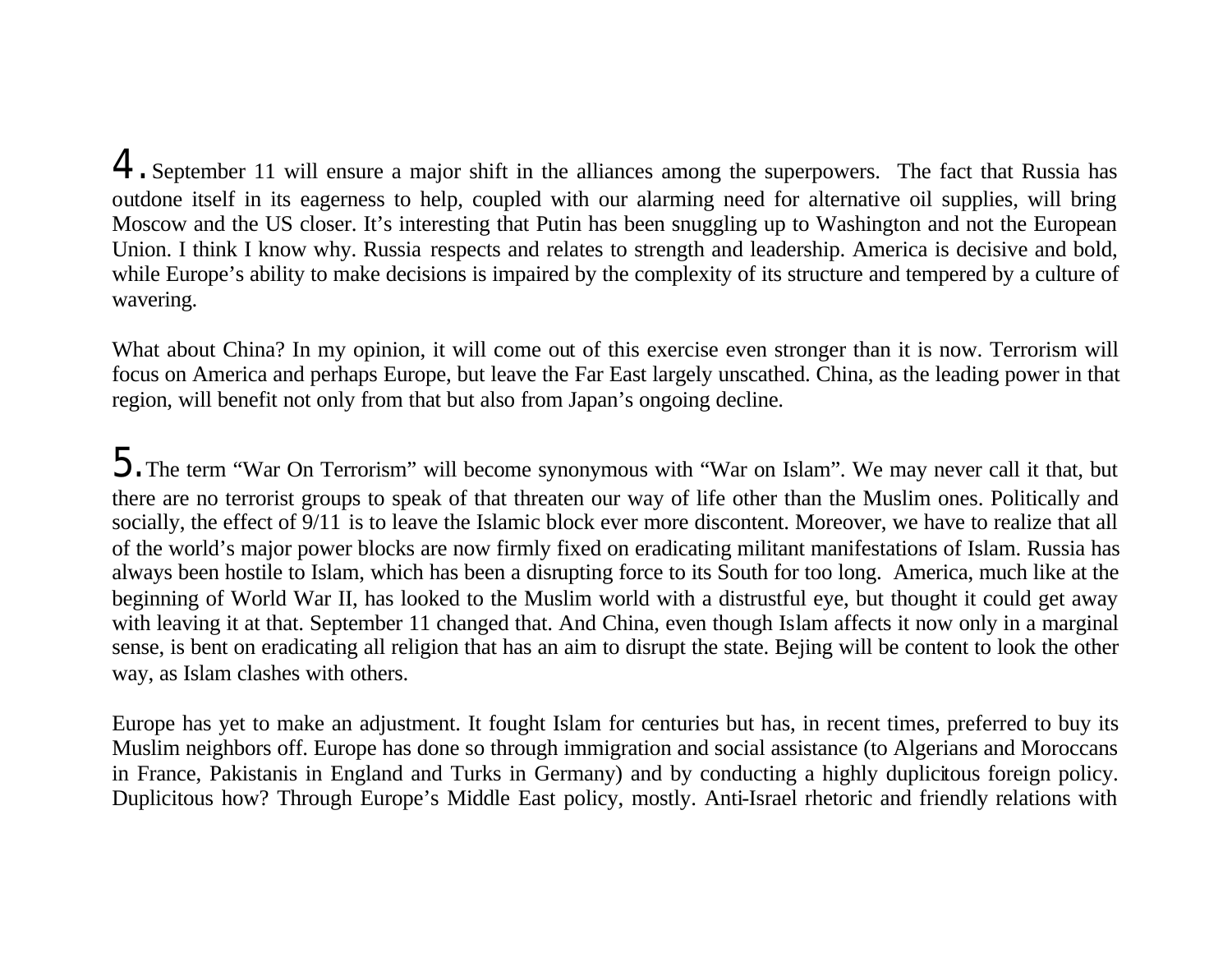**4.** September 11 will ensure a major shift in the alliances among the superpowers. The fact that Russia has outdone itself in its eagerness to help, coupled with our alarming need for alternative oil supplies, will bring Moscow and the US closer. It's interesting that Putin has been snuggling up to Washington and not the European Union. I think I know why. Russia respects and relates to strength and leadership. America is decisive and bold, while Europe's ability to make decisions is impaired by the complexity of its structure and tempered by a culture of wavering.

What about China? In my opinion, it will come out of this exercise even stronger than it is now. Terrorism will focus on America and perhaps Europe, but leave the Far East largely unscathed. China, as the leading power in that region, will benefit not only from that but also from Japan's ongoing decline.

**5.** The term "War On Terrorism" will become synonymous with "War on Islam". We may never call it that, but there are no terrorist groups to speak of that threaten our way of life other than the Muslim ones. Politically and socially, the effect of 9/11 is to leave the Islamic block ever more discontent. Moreover, we have to realize that all of the world's major power blocks are now firmly fixed on eradicating militant manifestations of Islam. Russia has always been hostile to Islam, which has been a disrupting force to its South for too long. America, much like at the beginning of World War II, has looked to the Muslim world with a distrustful eye, but thought it could get away with leaving it at that. September 11 changed that. And China, even though Islam affects it now only in a marginal sense, is bent on eradicating all religion that has an aim to disrupt the state. Bejing will be content to look the other way, as Islam clashes with others.

Europe has yet to make an adjustment. It fought Islam for centuries but has, in recent times, preferred to buy its Muslim neighbors off. Europe has done so through immigration and social assistance (to Algerians and Moroccans in France, Pakistanis in England and Turks in Germany) and by conducting a highly duplicitous foreign policy. Duplicitous how? Through Europe's Middle East policy, mostly. Anti-Israel rhetoric and friendly relations with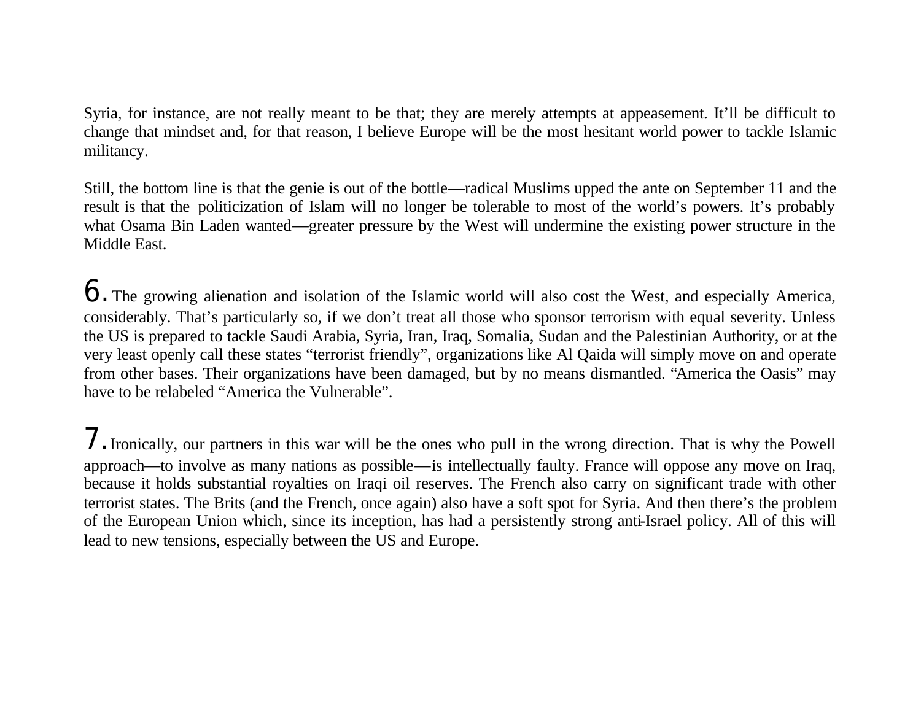Syria, for instance, are not really meant to be that; they are merely attempts at appeasement. It'll be difficult to change that mindset and, for that reason, I believe Europe will be the most hesitant world power to tackle Islamic militancy.

Still, the bottom line is that the genie is out of the bottle—radical Muslims upped the ante on September 11 and the result is that the politicization of Islam will no longer be tolerable to most of the world's powers. It's probably what Osama Bin Laden wanted—greater pressure by the West will undermine the existing power structure in the Middle East.

6. The growing alienation and isolation of the Islamic world will also cost the West, and especially America, considerably. That's particularly so, if we don't treat all those who sponsor terrorism with equal severity. Unless the US is prepared to tackle Saudi Arabia, Syria, Iran, Iraq, Somalia, Sudan and the Palestinian Authority, or at the very least openly call these states "terrorist friendly", organizations like Al Qaida will simply move on and operate from other bases. Their organizations have been damaged, but by no means dismantled. "America the Oasis" may have to be relabeled "America the Vulnerable".

7. Ironically, our partners in this war will be the ones who pull in the wrong direction. That is why the Powell approach—to involve as many nations as possible—is intellectually faulty. France will oppose any move on Iraq, because it holds substantial royalties on Iraqi oil reserves. The French also carry on significant trade with other terrorist states. The Brits (and the French, once again) also have a soft spot for Syria. And then there's the problem of the European Union which, since its inception, has had a persistently strong anti-Israel policy. All of this will lead to new tensions, especially between the US and Europe.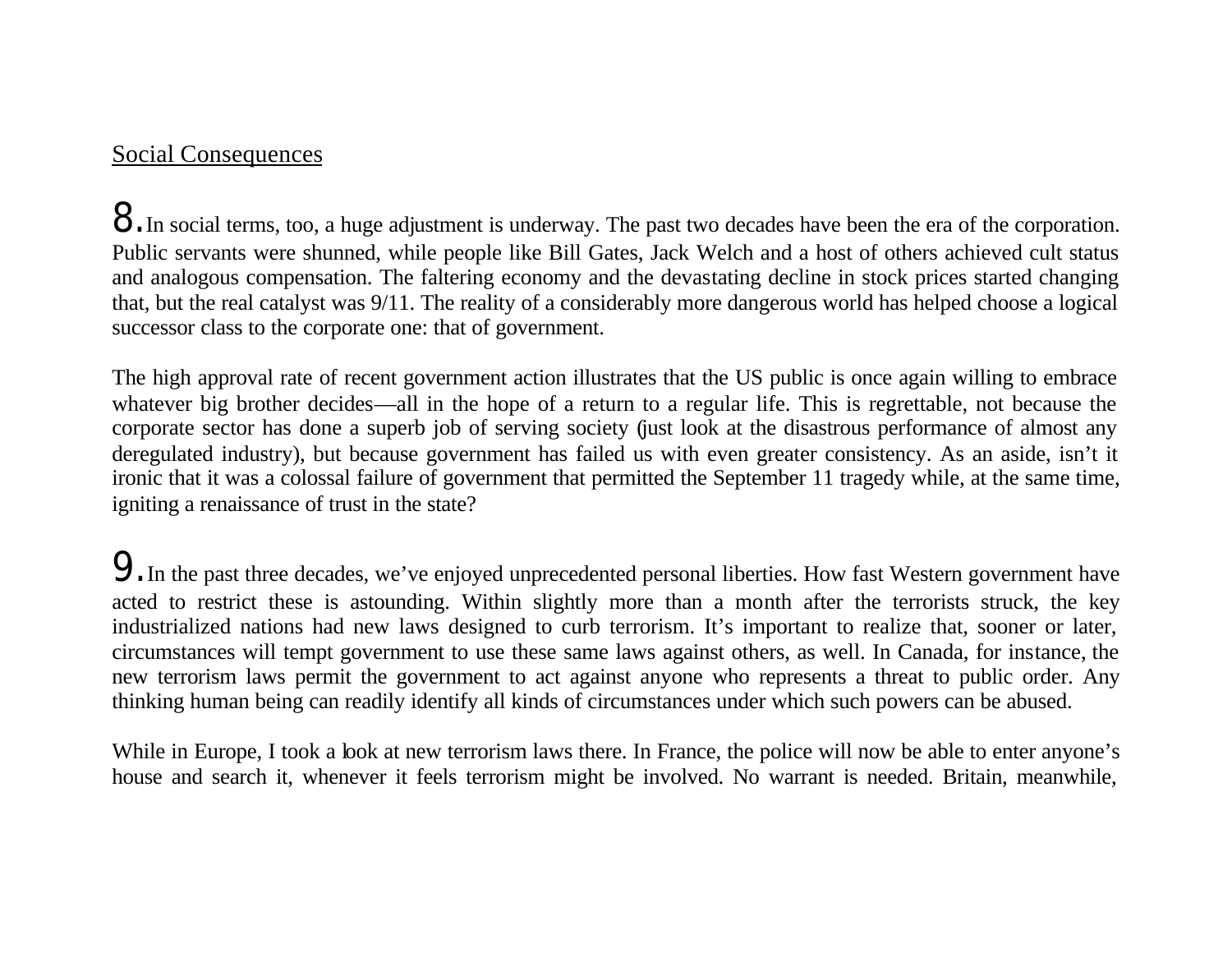## Social Consequences

**8.** In social terms, too, a huge adjustment is underway. The past two decades have been the era of the corporation. Public servants were shunned, while people like Bill Gates, Jack Welch and a host of others achieved cult status and analogous compensation. The faltering economy and the devastating decline in stock prices started changing that, but the real catalyst was 9/11. The reality of a considerably more dangerous world has helped choose a logical successor class to the corporate one: that of government.

The high approval rate of recent government action illustrates that the US public is once again willing to embrace whatever big brother decides—all in the hope of a return to a regular life. This is regrettable, not because the corporate sector has done a superb job of serving society (just look at the disastrous performance of almost any deregulated industry), but because government has failed us with even greater consistency. As an aside, isn't it ironic that it was a colossal failure of government that permitted the September 11 tragedy while, at the same time, igniting a renaissance of trust in the state?

**9.** In the past three decades, we've enjoyed unprecedented personal liberties. How fast Western government have acted to restrict these is astounding. Within slightly more than a month after the terrorists struck, the key industrialized nations had new laws designed to curb terrorism. It's important to realize that, sooner or later, circumstances will tempt government to use these same laws against others, as well. In Canada, for instance, the new terrorism laws permit the government to act against anyone who represents a threat to public order. Any thinking human being can readily identify all kinds of circumstances under which such powers can be abused.

While in Europe, I took a look at new terrorism laws there. In France, the police will now be able to enter anyone's house and search it, whenever it feels terrorism might be involved. No warrant is needed. Britain, meanwhile,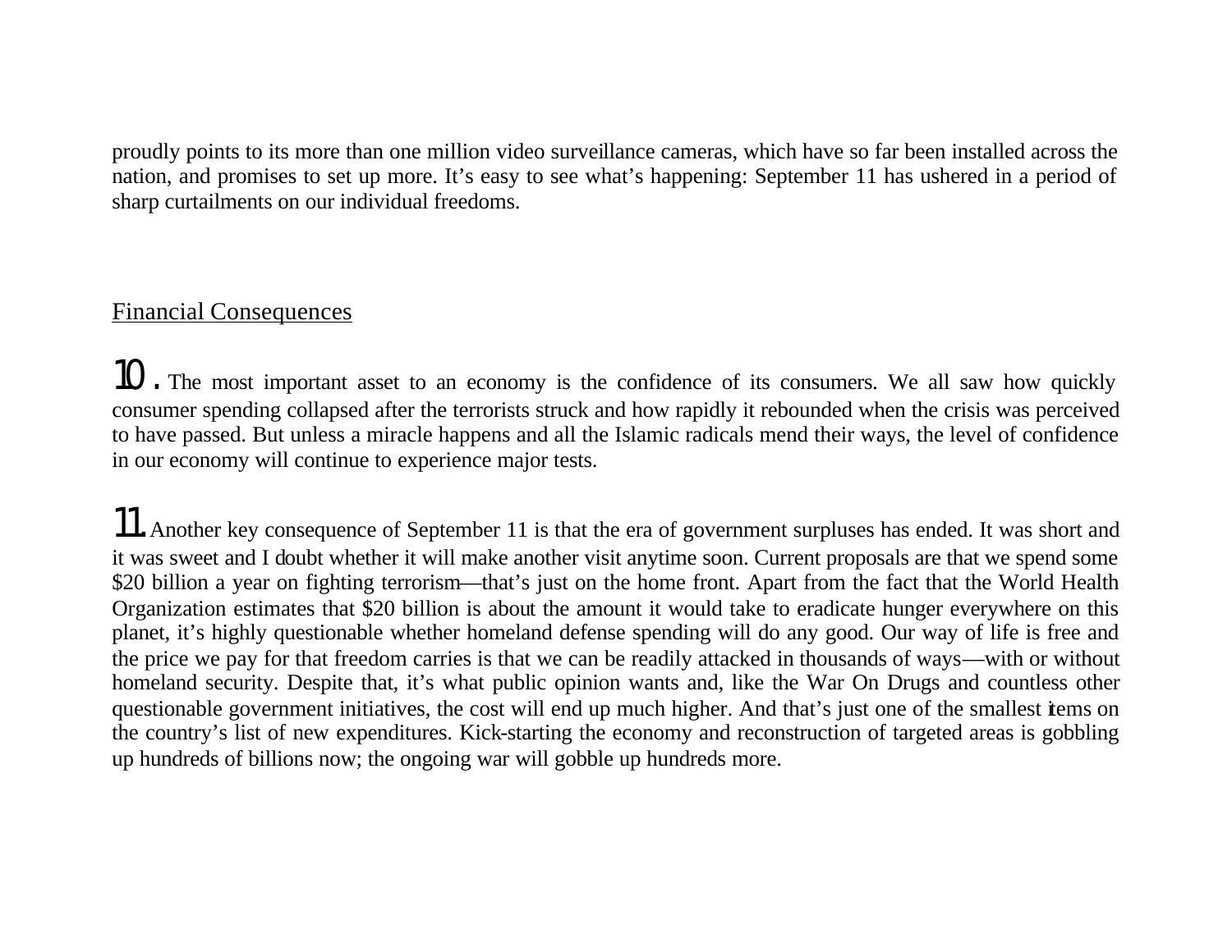proudly points to its more than one million video surveillance cameras, which have so far been installed across the nation, and promises to set up more. It's easy to see what's happening: September 11 has ushered in a period of sharp curtailments on our individual freedoms.

## Financial Consequences

**10.** The most important asset to an economy is the confidence of its consumers. We all saw how quickly consumer spending collapsed after the terrorists struck and how rapidly it rebounded when the crisis was perceived to have passed. But unless a miracle happens and all the Islamic radicals mend their ways, the level of confidence in our economy will continue to experience major tests.

**11.** Another key consequence of September 11 is that the era of government surpluses has ended. It was short and it was sweet and I doubt whether it will make another visit anytime soon. Current proposals are that we spend some $20 billion a year on fighting terrorism—that's just on the home front. Apart from the fact that the World Health Organization estimates that $20 billion is about the amount it would take to eradicate hunger everywhere on this planet, it's highly questionable whether homeland defense spending will do any good. Our way of life is free and the price we pay for that freedom carries is that we can be readily attacked in thousands of ways—with or without homeland security. Despite that, it's what public opinion wants and, like the War On Drugs and countless other questionable government initiatives, the cost will end up much higher. And that's just one of the smallest items on the country's list of new expenditures. Kick-starting the economy and reconstruction of targeted areas is gobbling up hundreds of billions now; the ongoing war will gobble up hundreds more.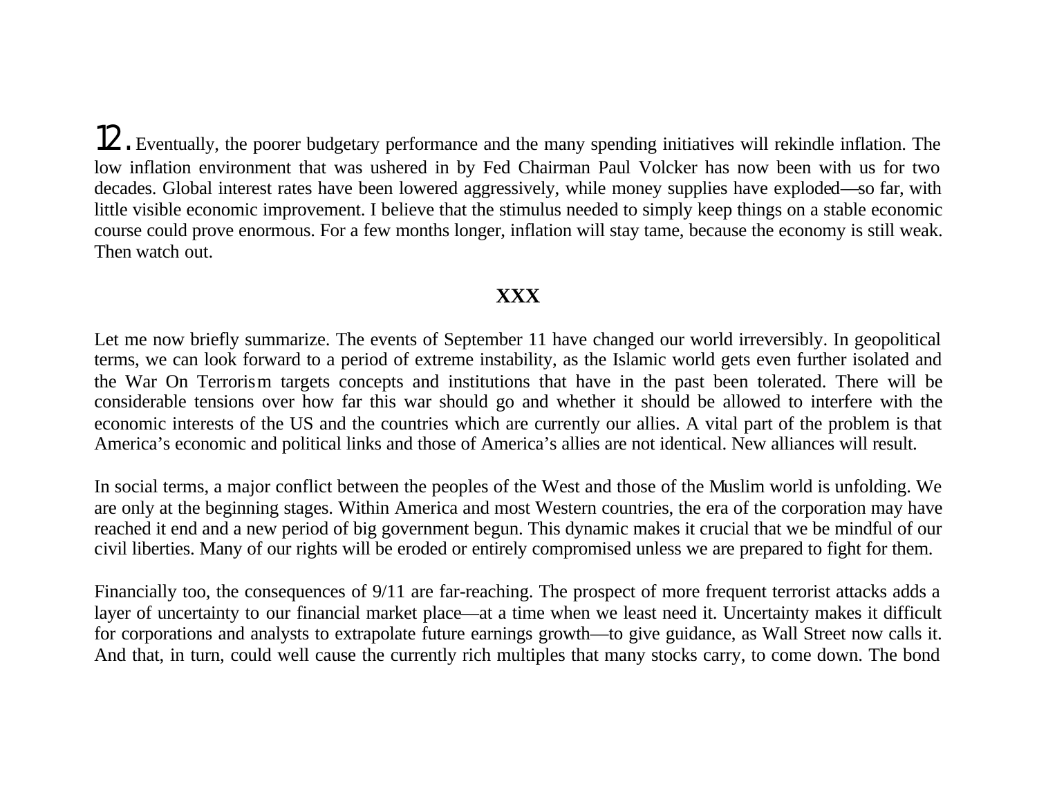**12.** Eventually, the poorer budgetary performance and the many spending initiatives will rekindle inflation. The low inflation environment that was ushered in by Fed Chairman Paul Volcker has now been with us for two decades. Global interest rates have been lowered aggressively, while money supplies have exploded—so far, with little visible economic improvement. I believe that the stimulus needed to simply keep things on a stable economic course could prove enormous. For a few months longer, inflation will stay tame, because the economy is still weak. Then watch out.

**XXX**

Let me now briefly summarize. The events of September 11 have changed our world irreversibly. In geopolitical terms, we can look forward to a period of extreme instability, as the Islamic world gets even further isolated and the War On Terrorism targets concepts and institutions that have in the past been tolerated. There will be considerable tensions over how far this war should go and whether it should be allowed to interfere with the economic interests of the US and the countries which are currently our allies. A vital part of the problem is that America's economic and political links and those of America's allies are not identical. New alliances will result.

In social terms, a major conflict between the peoples of the West and those of the Muslim world is unfolding. We are only at the beginning stages. Within America and most Western countries, the era of the corporation may have reached it end and a new period of big government begun. This dynamic makes it crucial that we be mindful of our civil liberties. Many of our rights will be eroded or entirely compromised unless we are prepared to fight for them.

Financially too, the consequences of 9/11 are far-reaching. The prospect of more frequent terrorist attacks adds a layer of uncertainty to our financial market place—at a time when we least need it. Uncertainty makes it difficult for corporations and analysts to extrapolate future earnings growth—to give guidance, as Wall Street now calls it. And that, in turn, could well cause the currently rich multiples that many stocks carry, to come down. The bond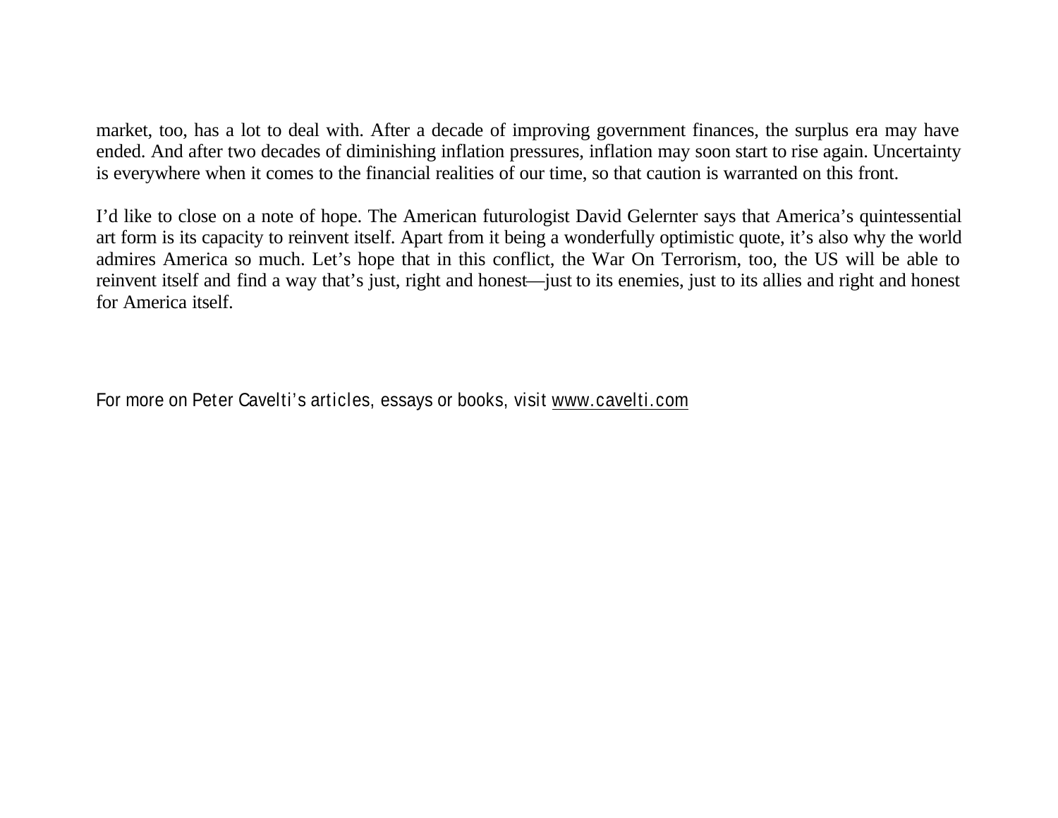market, too, has a lot to deal with. After a decade of improving government finances, the surplus era may have ended. And after two decades of diminishing inflation pressures, inflation may soon start to rise again. Uncertainty is everywhere when it comes to the financial realities of our time, so that caution is warranted on this front.

I'd like to close on a note of hope. The American futurologist David Gelernter says that America's quintessential art form is its capacity to reinvent itself. Apart from it being a wonderfully optimistic quote, it's also why the world admires America so much. Let's hope that in this conflict, the War On Terrorism, too, the US will be able to reinvent itself and find a way that's just, right and honest—just to its enemies, just to its allies and right and honest for America itself.

For more on Peter Cavelti's articles, essays or books, visit www.cavelti.com